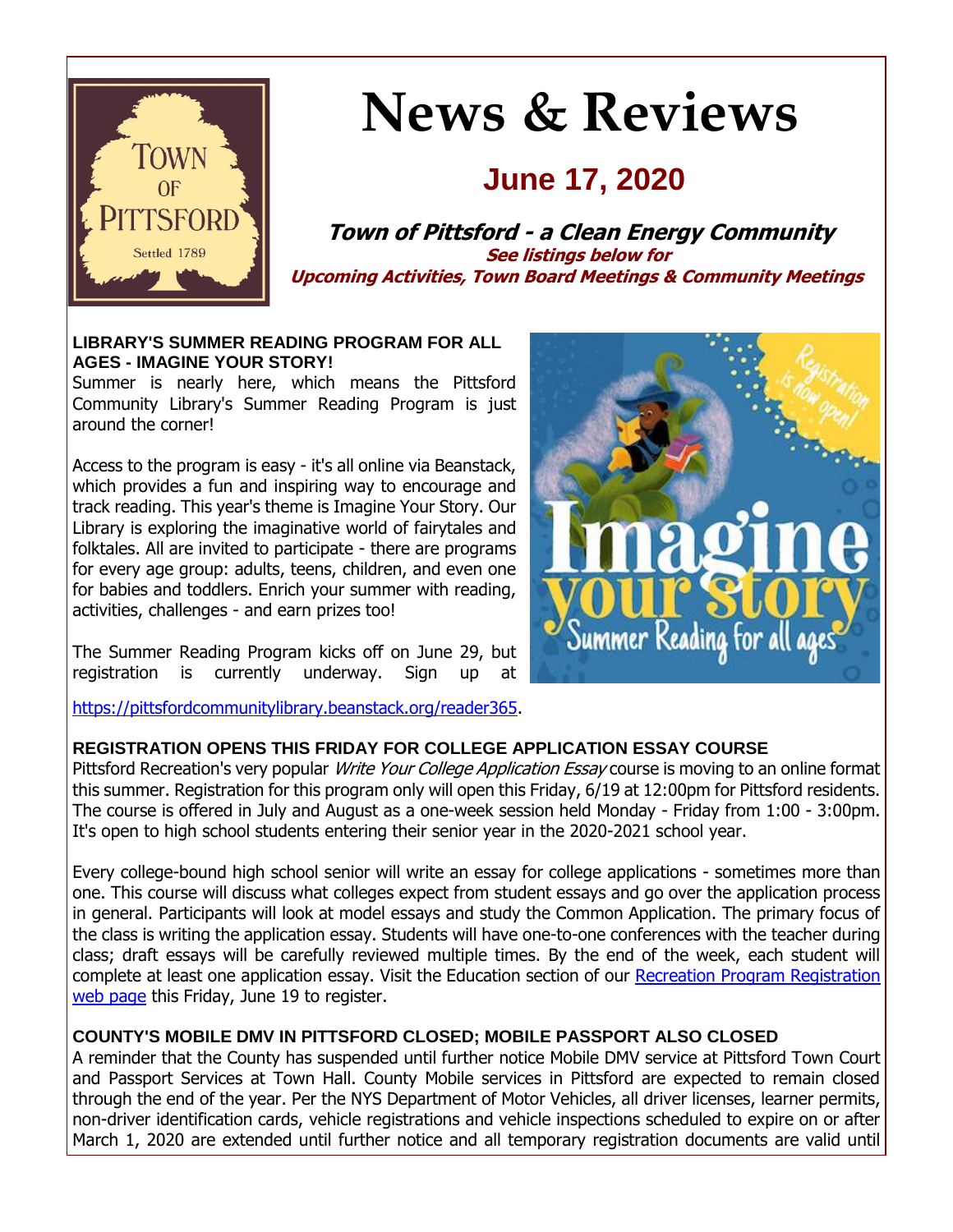# News & Reviews

## June 17, 2020

**Town of Pittsford - a Clean Energy Community**

**See listings below for**
**Upcoming Activities, Town Board Meetings & Community Meetings**

### LIBRARY'S SUMMER READING PROGRAM FOR ALL AGES - IMAGINE YOUR STORY!

Summer is nearly here, which means the Pittsford Community Library's Summer Reading Program is just around the corner!

Access to the program is easy - it's all online via Beanstack, which provides a fun and inspiring way to encourage and track reading. This year's theme is Imagine Your Story. Our Library is exploring the imaginative world of fairytales and folktales. All are invited to participate - there are programs for every age group: adults, teens, children, and even one for babies and toddlers. Enrich your summer with reading, activities, challenges - and earn prizes too!

The Summer Reading Program kicks off on June 29, but registration is currently underway. Sign up at [https://pittsfordcommunitylibrary.beanstack.org/reader365](https://pittsfordcommunitylibrary.beanstack.org/reader365).

### REGISTRATION OPENS THIS FRIDAY FOR COLLEGE APPLICATION ESSAY COURSE

Pittsford Recreation's very popular *Write Your College Application Essay* course is moving to an online format this summer. Registration for this program only will open this Friday, 6/19 at 12:00pm for Pittsford residents. The course is offered in July and August as a one-week session held Monday - Friday from 1:00 - 3:00pm. It's open to high school students entering their senior year in the 2020-2021 school year.

Every college-bound high school senior will write an essay for college applications - sometimes more than one. This course will discuss what colleges expect from student essays and go over the application process in general. Participants will look at model essays and study the Common Application. The primary focus of the class is writing the application essay. Students will have one-to-one conferences with the teacher during class; draft essays will be carefully reviewed multiple times. By the end of the week, each student will complete at least one application essay. Visit the Education section of our Recreation Program Registration web page this Friday, June 19 to register.

### COUNTY'S MOBILE DMV IN PITTSFORD CLOSED; MOBILE PASSPORT ALSO CLOSED

A reminder that the County has suspended until further notice Mobile DMV service at Pittsford Town Court and Passport Services at Town Hall. County Mobile services in Pittsford are expected to remain closed through the end of the year. Per the NYS Department of Motor Vehicles, all driver licenses, learner permits, non-driver identification cards, vehicle registrations and vehicle inspections scheduled to expire on or after March 1, 2020 are extended until further notice and all temporary registration documents are valid until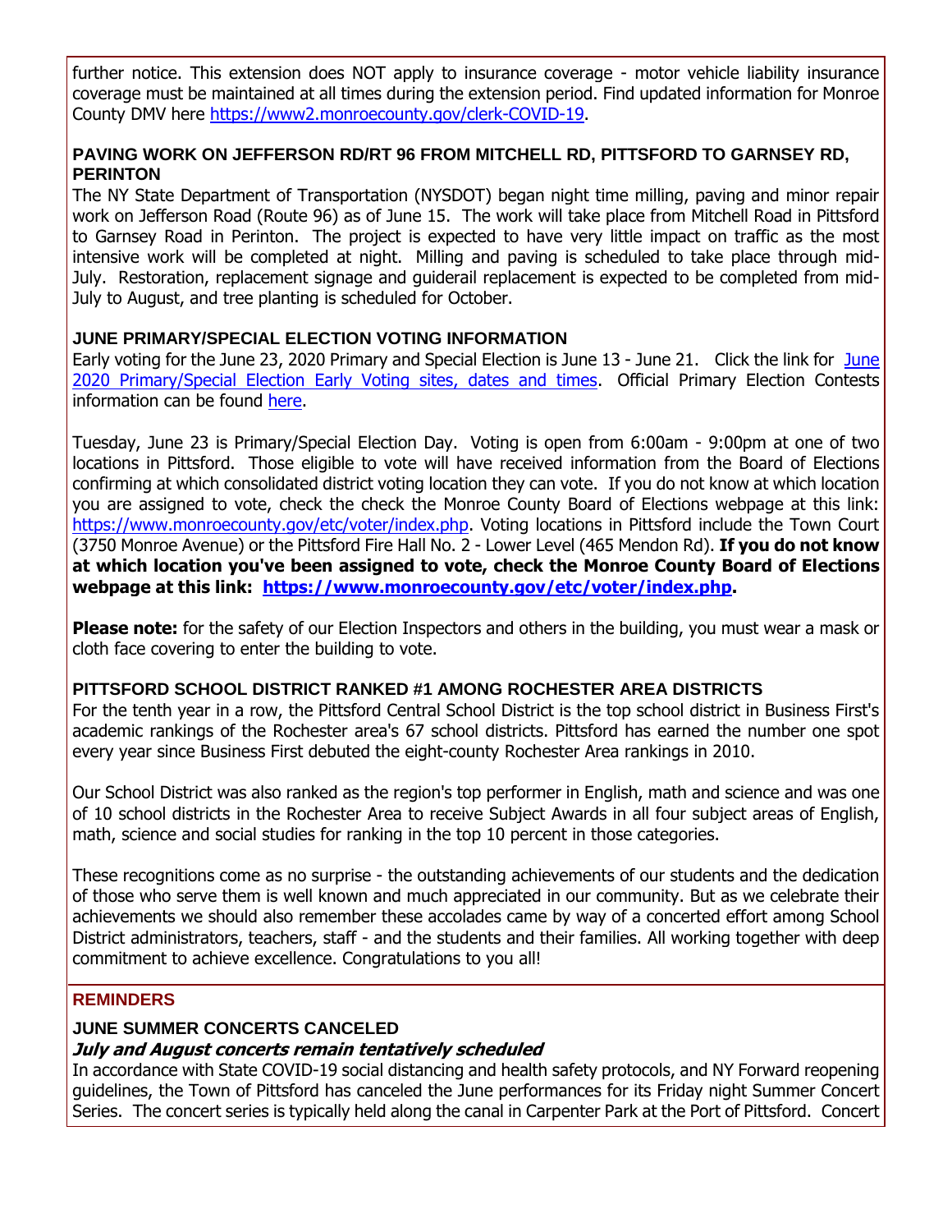further notice. This extension does NOT apply to insurance coverage - motor vehicle liability insurance coverage must be maintained at all times during the extension period. Find updated information for Monroe County DMV here https://www2.monroecounty.gov/clerk-COVID-19.

### PAVING WORK ON JEFFERSON RD/RT 96 FROM MITCHELL RD, PITTSFORD TO GARNSEY RD, PERINTON

The NY State Department of Transportation (NYSDOT) began night time milling, paving and minor repair work on Jefferson Road (Route 96) as of June 15. The work will take place from Mitchell Road in Pittsford to Garnsey Road in Perinton. The project is expected to have very little impact on traffic as the most intensive work will be completed at night. Milling and paving is scheduled to take place through mid-July. Restoration, replacement signage and guiderail replacement is expected to be completed from mid-July to August, and tree planting is scheduled for October.

### JUNE PRIMARY/SPECIAL ELECTION VOTING INFORMATION

Early voting for the June 23, 2020 Primary and Special Election is June 13 - June 21. Click the link for June 2020 Primary/Special Election Early Voting sites, dates and times. Official Primary Election Contests information can be found here.

Tuesday, June 23 is Primary/Special Election Day. Voting is open from 6:00am - 9:00pm at one of two locations in Pittsford. Those eligible to vote will have received information from the Board of Elections confirming at which consolidated district voting location they can vote. If you do not know at which location you are assigned to vote, check the check the Monroe County Board of Elections webpage at this link: https://www.monroecounty.gov/etc/voter/index.php. Voting locations in Pittsford include the Town Court (3750 Monroe Avenue) or the Pittsford Fire Hall No. 2 - Lower Level (465 Mendon Rd). **If you do not know at which location you've been assigned to vote, check the Monroe County Board of Elections webpage at this link: https://www.monroecounty.gov/etc/voter/index.php.**

**Please note:** for the safety of our Election Inspectors and others in the building, you must wear a mask or cloth face covering to enter the building to vote.

### PITTSFORD SCHOOL DISTRICT RANKED #1 AMONG ROCHESTER AREA DISTRICTS

For the tenth year in a row, the Pittsford Central School District is the top school district in Business First's academic rankings of the Rochester area's 67 school districts. Pittsford has earned the number one spot every year since Business First debuted the eight-county Rochester Area rankings in 2010.

Our School District was also ranked as the region's top performer in English, math and science and was one of 10 school districts in the Rochester Area to receive Subject Awards in all four subject areas of English, math, science and social studies for ranking in the top 10 percent in those categories.

These recognitions come as no surprise - the outstanding achievements of our students and the dedication of those who serve them is well known and much appreciated in our community. But as we celebrate their achievements we should also remember these accolades came by way of a concerted effort among School District administrators, teachers, staff - and the students and their families. All working together with deep commitment to achieve excellence. Congratulations to you all!

## REMINDERS

### JUNE SUMMER CONCERTS CANCELED

***July and August concerts remain tentatively scheduled***

In accordance with State COVID-19 social distancing and health safety protocols, and NY Forward reopening guidelines, the Town of Pittsford has canceled the June performances for its Friday night Summer Concert Series. The concert series is typically held along the canal in Carpenter Park at the Port of Pittsford. Concert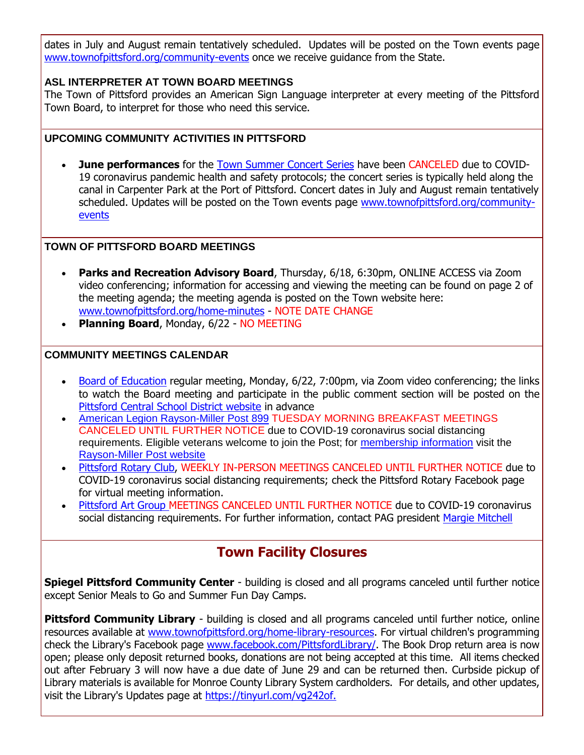dates in July and August remain tentatively scheduled. Updates will be posted on the Town events page www.townofpittsford.org/community-events once we receive guidance from the State.

**ASL INTERPRETER AT TOWN BOARD MEETINGS**

The Town of Pittsford provides an American Sign Language interpreter at every meeting of the Pittsford Town Board, to interpret for those who need this service.

**UPCOMING COMMUNITY ACTIVITIES IN PITTSFORD**

- **June performances** for the Town Summer Concert Series have been CANCELED due to COVID-19 coronavirus pandemic health and safety protocols; the concert series is typically held along the canal in Carpenter Park at the Port of Pittsford. Concert dates in July and August remain tentatively scheduled. Updates will be posted on the Town events page www.townofpittsford.org/community-events

**TOWN OF PITTSFORD BOARD MEETINGS**

- **Parks and Recreation Advisory Board**, Thursday, 6/18, 6:30pm, ONLINE ACCESS via Zoom video conferencing; information for accessing and viewing the meeting can be found on page 2 of the meeting agenda; the meeting agenda is posted on the Town website here: www.townofpittsford.org/home-minutes - NOTE DATE CHANGE
- **Planning Board**, Monday, 6/22 - NO MEETING

**COMMUNITY MEETINGS CALENDAR**

- Board of Education regular meeting, Monday, 6/22, 7:00pm, via Zoom video conferencing; the links to watch the Board meeting and participate in the public comment section will be posted on the Pittsford Central School District website in advance
- American Legion Rayson-Miller Post 899 TUESDAY MORNING BREAKFAST MEETINGS CANCELED UNTIL FURTHER NOTICE due to COVID-19 coronavirus social distancing requirements. Eligible veterans welcome to join the Post; for membership information visit the Rayson-Miller Post website
- Pittsford Rotary Club, WEEKLY IN-PERSON MEETINGS CANCELED UNTIL FURTHER NOTICE due to COVID-19 coronavirus social distancing requirements; check the Pittsford Rotary Facebook page for virtual meeting information.
- Pittsford Art Group MEETINGS CANCELED UNTIL FURTHER NOTICE due to COVID-19 coronavirus social distancing requirements. For further information, contact PAG president Margie Mitchell

## Town Facility Closures

**Spiegel Pittsford Community Center** - building is closed and all programs canceled until further notice except Senior Meals to Go and Summer Fun Day Camps.

**Pittsford Community Library** - building is closed and all programs canceled until further notice, online resources available at www.townofpittsford.org/home-library-resources. For virtual children's programming check the Library's Facebook page www.facebook.com/PittsfordLibrary/. The Book Drop return area is now open; please only deposit returned books, donations are not being accepted at this time. All items checked out after February 3 will now have a due date of June 29 and can be returned then. Curbside pickup of Library materials is available for Monroe County Library System cardholders. For details, and other updates, visit the Library's Updates page at https://tinyurl.com/vg242of.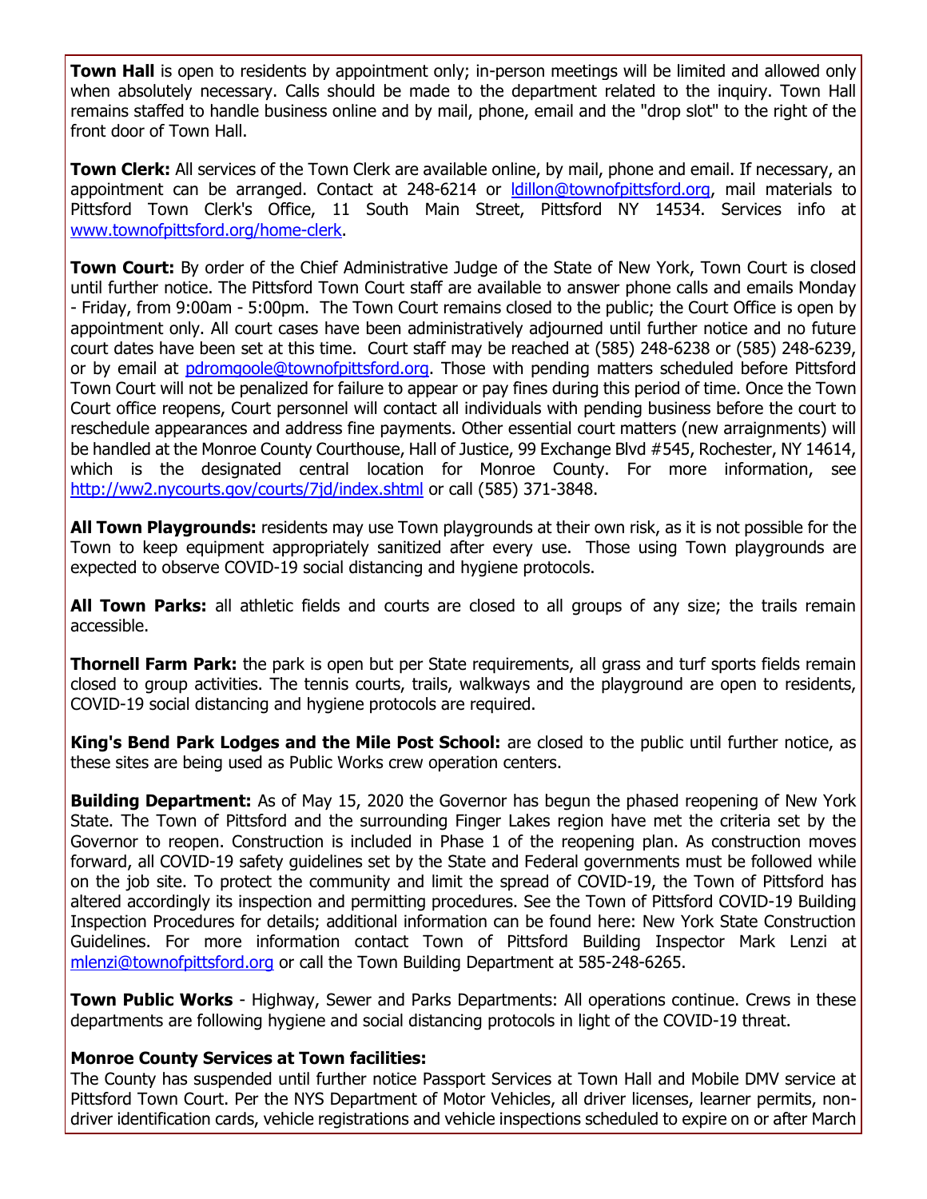**Town Hall** is open to residents by appointment only; in-person meetings will be limited and allowed only when absolutely necessary. Calls should be made to the department related to the inquiry. Town Hall remains staffed to handle business online and by mail, phone, email and the "drop slot" to the right of the front door of Town Hall.

**Town Clerk:** All services of the Town Clerk are available online, by mail, phone and email. If necessary, an appointment can be arranged. Contact at 248-6214 or ldillon@townofpittsford.org, mail materials to Pittsford Town Clerk's Office, 11 South Main Street, Pittsford NY 14534. Services info at www.townofpittsford.org/home-clerk.

**Town Court:** By order of the Chief Administrative Judge of the State of New York, Town Court is closed until further notice. The Pittsford Town Court staff are available to answer phone calls and emails Monday - Friday, from 9:00am - 5:00pm. The Town Court remains closed to the public; the Court Office is open by appointment only. All court cases have been administratively adjourned until further notice and no future court dates have been set at this time. Court staff may be reached at (585) 248-6238 or (585) 248-6239, or by email at pdromgoole@townofpittsford.org. Those with pending matters scheduled before Pittsford Town Court will not be penalized for failure to appear or pay fines during this period of time. Once the Town Court office reopens, Court personnel will contact all individuals with pending business before the court to reschedule appearances and address fine payments. Other essential court matters (new arraignments) will be handled at the Monroe County Courthouse, Hall of Justice, 99 Exchange Blvd #545, Rochester, NY 14614, which is the designated central location for Monroe County. For more information, see http://ww2.nycourts.gov/courts/7jd/index.shtml or call (585) 371-3848.

**All Town Playgrounds:** residents may use Town playgrounds at their own risk, as it is not possible for the Town to keep equipment appropriately sanitized after every use. Those using Town playgrounds are expected to observe COVID-19 social distancing and hygiene protocols.

**All Town Parks:** all athletic fields and courts are closed to all groups of any size; the trails remain accessible.

**Thornell Farm Park:** the park is open but per State requirements, all grass and turf sports fields remain closed to group activities. The tennis courts, trails, walkways and the playground are open to residents, COVID-19 social distancing and hygiene protocols are required.

**King's Bend Park Lodges and the Mile Post School:** are closed to the public until further notice, as these sites are being used as Public Works crew operation centers.

**Building Department:** As of May 15, 2020 the Governor has begun the phased reopening of New York State. The Town of Pittsford and the surrounding Finger Lakes region have met the criteria set by the Governor to reopen. Construction is included in Phase 1 of the reopening plan. As construction moves forward, all COVID-19 safety guidelines set by the State and Federal governments must be followed while on the job site. To protect the community and limit the spread of COVID-19, the Town of Pittsford has altered accordingly its inspection and permitting procedures. See the Town of Pittsford COVID-19 Building Inspection Procedures for details; additional information can be found here: New York State Construction Guidelines. For more information contact Town of Pittsford Building Inspector Mark Lenzi at mlenzi@townofpittsford.org or call the Town Building Department at 585-248-6265.

**Town Public Works** - Highway, Sewer and Parks Departments: All operations continue. Crews in these departments are following hygiene and social distancing protocols in light of the COVID-19 threat.

**Monroe County Services at Town facilities:**
The County has suspended until further notice Passport Services at Town Hall and Mobile DMV service at Pittsford Town Court. Per the NYS Department of Motor Vehicles, all driver licenses, learner permits, non-driver identification cards, vehicle registrations and vehicle inspections scheduled to expire on or after March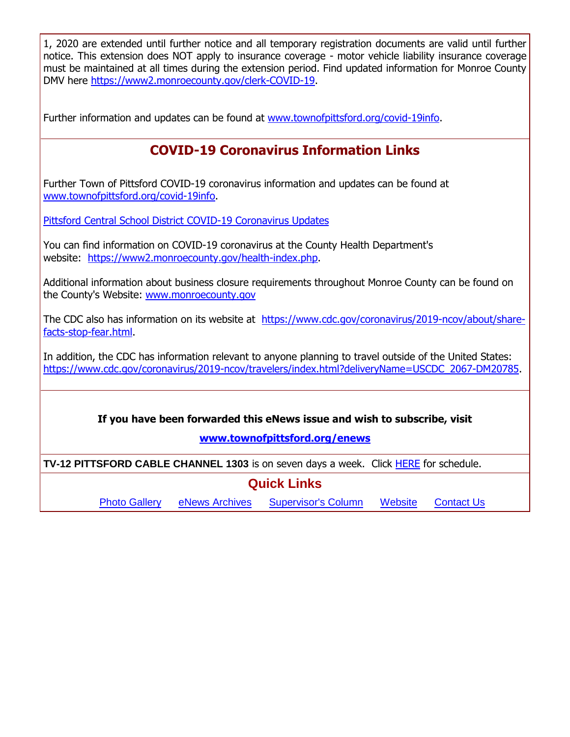1, 2020 are extended until further notice and all temporary registration documents are valid until further notice. This extension does NOT apply to insurance coverage - motor vehicle liability insurance coverage must be maintained at all times during the extension period. Find updated information for Monroe County DMV here https://www2.monroecounty.gov/clerk-COVID-19.

Further information and updates can be found at www.townofpittsford.org/covid-19info.

## COVID-19 Coronavirus Information Links

Further Town of Pittsford COVID-19 coronavirus information and updates can be found at www.townofpittsford.org/covid-19info.

Pittsford Central School District COVID-19 Coronavirus Updates

You can find information on COVID-19 coronavirus at the County Health Department's website: https://www2.monroecounty.gov/health-index.php.

Additional information about business closure requirements throughout Monroe County can be found on the County's Website: www.monroecounty.gov

The CDC also has information on its website at https://www.cdc.gov/coronavirus/2019-ncov/about/share-facts-stop-fear.html.

In addition, the CDC has information relevant to anyone planning to travel outside of the United States: https://www.cdc.gov/coronavirus/2019-ncov/travelers/index.html?deliveryName=USCDC_2067-DM20785.

**If you have been forwarded this eNews issue and wish to subscribe, visit**

**www.townofpittsford.org/enews**

**TV-12 PITTSFORD CABLE CHANNEL 1303** is on seven days a week. Click HERE for schedule.

## Quick Links

Photo Gallery eNews Archives Supervisor's Column Website Contact Us